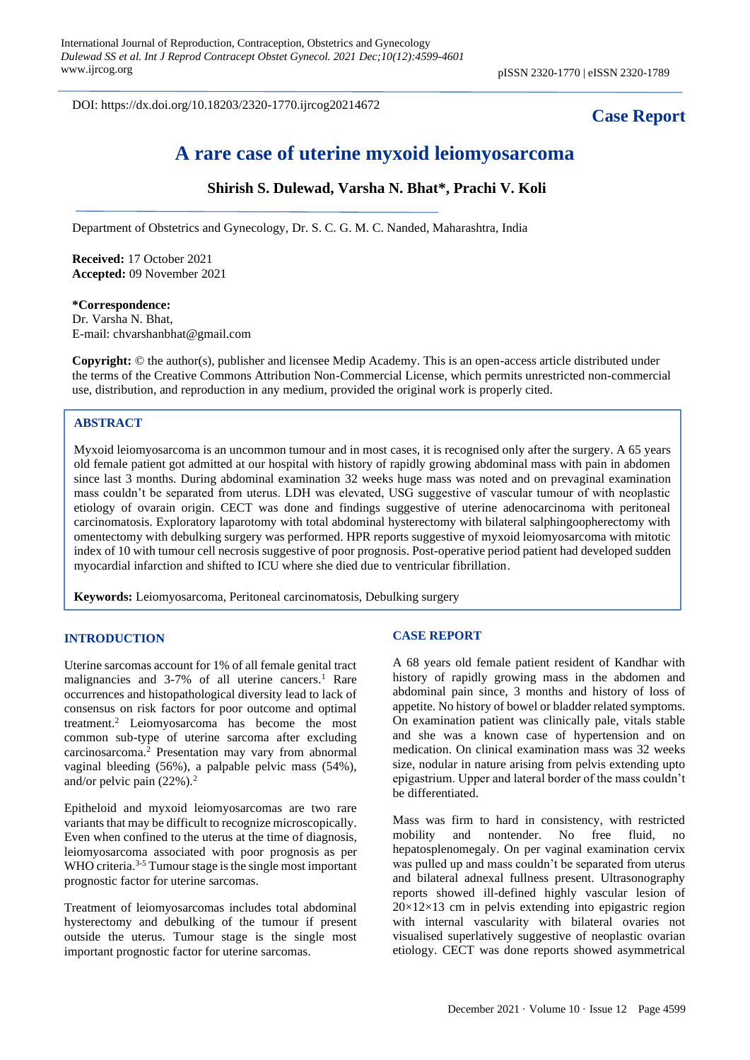DOI: https://dx.doi.org/10.18203/2320-1770.ijrcog20214672

**Case Report**

# A rare case of uterine myxoid leiomyosarcoma

**Shirish S. Dulewad, Varsha N. Bhat\*, Prachi V. Koli**

Department of Obstetrics and Gynecology, Dr. S. C. G. M. C. Nanded, Maharashtra, India

**Received:** 17 October 2021
**Accepted:** 09 November 2021

**\*Correspondence:**
Dr. Varsha N. Bhat,
E-mail: chvarshanbhat@gmail.com

**Copyright:** © the author(s), publisher and licensee Medip Academy. This is an open-access article distributed under the terms of the Creative Commons Attribution Non-Commercial License, which permits unrestricted non-commercial use, distribution, and reproduction in any medium, provided the original work is properly cited.

## ABSTRACT

Myxoid leiomyosarcoma is an uncommon tumour and in most cases, it is recognised only after the surgery. A 65 years old female patient got admitted at our hospital with history of rapidly growing abdominal mass with pain in abdomen since last 3 months. During abdominal examination 32 weeks huge mass was noted and on prevaginal examination mass couldn't be separated from uterus. LDH was elevated, USG suggestive of vascular tumour of with neoplastic etiology of ovarain origin. CECT was done and findings suggestive of uterine adenocarcinoma with peritoneal carcinomatosis. Exploratory laparotomy with total abdominal hysterectomy with bilateral salphingoopherectomy with omentectomy with debulking surgery was performed. HPR reports suggestive of myxoid leiomyosarcoma with mitotic index of 10 with tumour cell necrosis suggestive of poor prognosis. Post-operative period patient had developed sudden myocardial infarction and shifted to ICU where she died due to ventricular fibrillation.

**Keywords:** Leiomyosarcoma, Peritoneal carcinomatosis, Debulking surgery

## INTRODUCTION

Uterine sarcomas account for 1% of all female genital tract malignancies and 3-7% of all uterine cancers.[1] Rare occurrences and histopathological diversity lead to lack of consensus on risk factors for poor outcome and optimal treatment.[2] Leiomyosarcoma has become the most common sub-type of uterine sarcoma after excluding carcinosarcoma.[2] Presentation may vary from abnormal vaginal bleeding (56%), a palpable pelvic mass (54%), and/or pelvic pain (22%).[2]

Epitheloid and myxoid leiomyosarcomas are two rare variants that may be difficult to recognize microscopically. Even when confined to the uterus at the time of diagnosis, leiomyosarcoma associated with poor prognosis as per WHO criteria.[3-5] Tumour stage is the single most important prognostic factor for uterine sarcomas.

Treatment of leiomyosarcomas includes total abdominal hysterectomy and debulking of the tumour if present outside the uterus. Tumour stage is the single most important prognostic factor for uterine sarcomas.

## CASE REPORT

A 68 years old female patient resident of Kandhar with history of rapidly growing mass in the abdomen and abdominal pain since, 3 months and history of loss of appetite. No history of bowel or bladder related symptoms. On examination patient was clinically pale, vitals stable and she was a known case of hypertension and on medication. On clinical examination mass was 32 weeks size, nodular in nature arising from pelvis extending upto epigastrium. Upper and lateral border of the mass couldn't be differentiated.

Mass was firm to hard in consistency, with restricted mobility and nontender. No free fluid, no hepatosplenomegaly. On per vaginal examination cervix was pulled up and mass couldn't be separated from uterus and bilateral adnexal fullness present. Ultrasonography reports showed ill-defined highly vascular lesion of 20×12×13 cm in pelvis extending into epigastric region with internal vascularity with bilateral ovaries not visualised superlatively suggestive of neoplastic ovarian etiology. CECT was done reports showed asymmetrical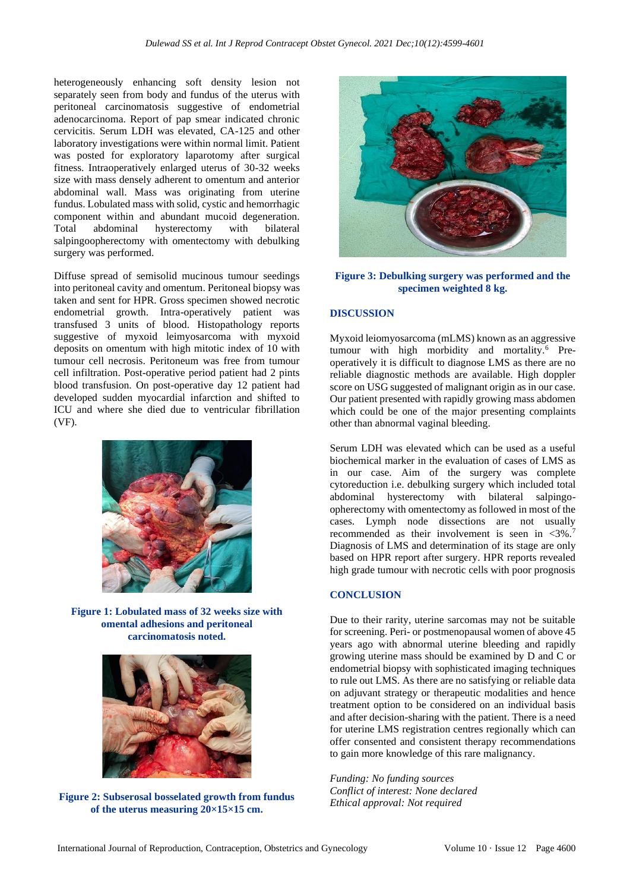heterogeneously enhancing soft density lesion not separately seen from body and fundus of the uterus with peritoneal carcinomatosis suggestive of endometrial adenocarcinoma. Report of pap smear indicated chronic cervicitis. Serum LDH was elevated, CA-125 and other laboratory investigations were within normal limit. Patient was posted for exploratory laparotomy after surgical fitness. Intraoperatively enlarged uterus of 30-32 weeks size with mass densely adherent to omentum and anterior abdominal wall. Mass was originating from uterine fundus. Lobulated mass with solid, cystic and hemorrhagic component within and abundant mucoid degeneration. Total abdominal hysterectomy with bilateral salpingoopherectomy with omentectomy with debulking surgery was performed.

Diffuse spread of semisolid mucinous tumour seedings into peritoneal cavity and omentum. Peritoneal biopsy was taken and sent for HPR. Gross specimen showed necrotic endometrial growth. Intra-operatively patient was transfused 3 units of blood. Histopathology reports suggestive of myxoid leimyosarcoma with myxoid deposits on omentum with high mitotic index of 10 with tumour cell necrosis. Peritoneum was free from tumour cell infiltration. Post-operative period patient had 2 pints blood transfusion. On post-operative day 12 patient had developed sudden myocardial infarction and shifted to ICU and where she died due to ventricular fibrillation (VF).

**Figure 1: Lobulated mass of 32 weeks size with omental adhesions and peritoneal carcinomatosis noted.**

**Figure 2: Subserosal bosselated growth from fundus of the uterus measuring 20×15×15 cm.**

**Figure 3: Debulking surgery was performed and the specimen weighted 8 kg.**

## DISCUSSION

Myxoid leiomyosarcoma (mLMS) known as an aggressive tumour with high morbidity and mortality.[6] Pre-operatively it is difficult to diagnose LMS as there are no reliable diagnostic methods are available. High doppler score on USG suggested of malignant origin as in our case. Our patient presented with rapidly growing mass abdomen which could be one of the major presenting complaints other than abnormal vaginal bleeding.

Serum LDH was elevated which can be used as a useful biochemical marker in the evaluation of cases of LMS as in our case. Aim of the surgery was complete cytoreduction i.e. debulking surgery which included total abdominal hysterectomy with bilateral salpingo-opherectomy with omentectomy as followed in most of the cases. Lymph node dissections are not usually recommended as their involvement is seen in <3%.[7] Diagnosis of LMS and determination of its stage are only based on HPR report after surgery. HPR reports revealed high grade tumour with necrotic cells with poor prognosis

## CONCLUSION

Due to their rarity, uterine sarcomas may not be suitable for screening. Peri- or postmenopausal women of above 45 years ago with abnormal uterine bleeding and rapidly growing uterine mass should be examined by D and C or endometrial biopsy with sophisticated imaging techniques to rule out LMS. As there are no satisfying or reliable data on adjuvant strategy or therapeutic modalities and hence treatment option to be considered on an individual basis and after decision-sharing with the patient. There is a need for uterine LMS registration centres regionally which can offer consented and consistent therapy recommendations to gain more knowledge of this rare malignancy.

*Funding: No funding sources*
*Conflict of interest: None declared*
*Ethical approval: Not required*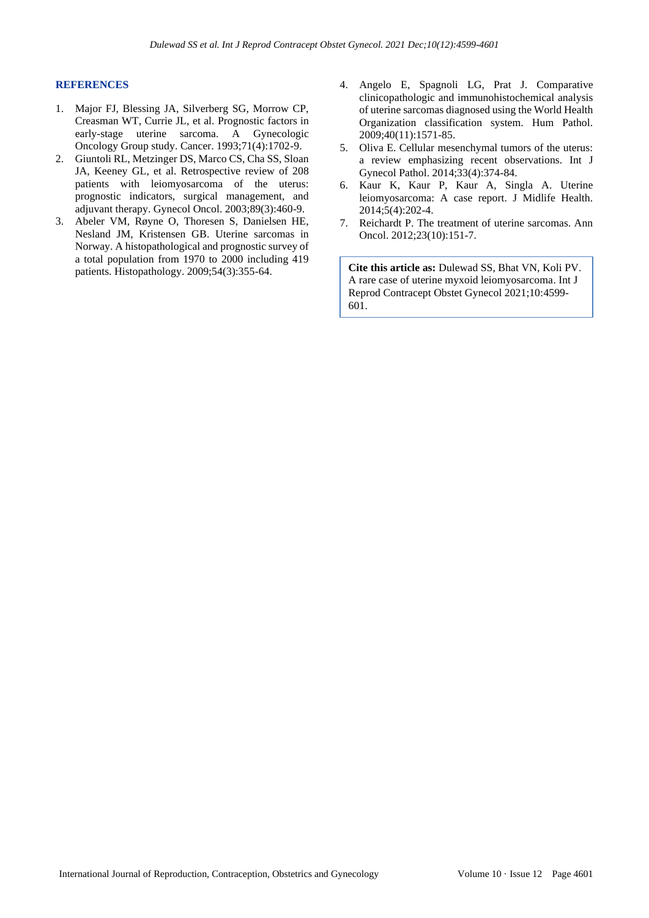## REFERENCES

1. Major FJ, Blessing JA, Silverberg SG, Morrow CP, Creasman WT, Currie JL, et al. Prognostic factors in early-stage uterine sarcoma. A Gynecologic Oncology Group study. Cancer. 1993;71(4):1702-9.
2. Giuntoli RL, Metzinger DS, Marco CS, Cha SS, Sloan JA, Keeney GL, et al. Retrospective review of 208 patients with leiomyosarcoma of the uterus: prognostic indicators, surgical management, and adjuvant therapy. Gynecol Oncol. 2003;89(3):460-9.
3. Abeler VM, Røyne O, Thoresen S, Danielsen HE, Nesland JM, Kristensen GB. Uterine sarcomas in Norway. A histopathological and prognostic survey of a total population from 1970 to 2000 including 419 patients. Histopathology. 2009;54(3):355-64.
4. Angelo E, Spagnoli LG, Prat J. Comparative clinicopathologic and immunohistochemical analysis of uterine sarcomas diagnosed using the World Health Organization classification system. Hum Pathol. 2009;40(11):1571-85.
5. Oliva E. Cellular mesenchymal tumors of the uterus: a review emphasizing recent observations. Int J Gynecol Pathol. 2014;33(4):374-84.
6. Kaur K, Kaur P, Kaur A, Singla A. Uterine leiomyosarcoma: A case report. J Midlife Health. 2014;5(4):202-4.
7. Reichardt P. The treatment of uterine sarcomas. Ann Oncol. 2012;23(10):151-7.

**Cite this article as:** Dulewad SS, Bhat VN, Koli PV. A rare case of uterine myxoid leiomyosarcoma. Int J Reprod Contracept Obstet Gynecol 2021;10:4599-601.